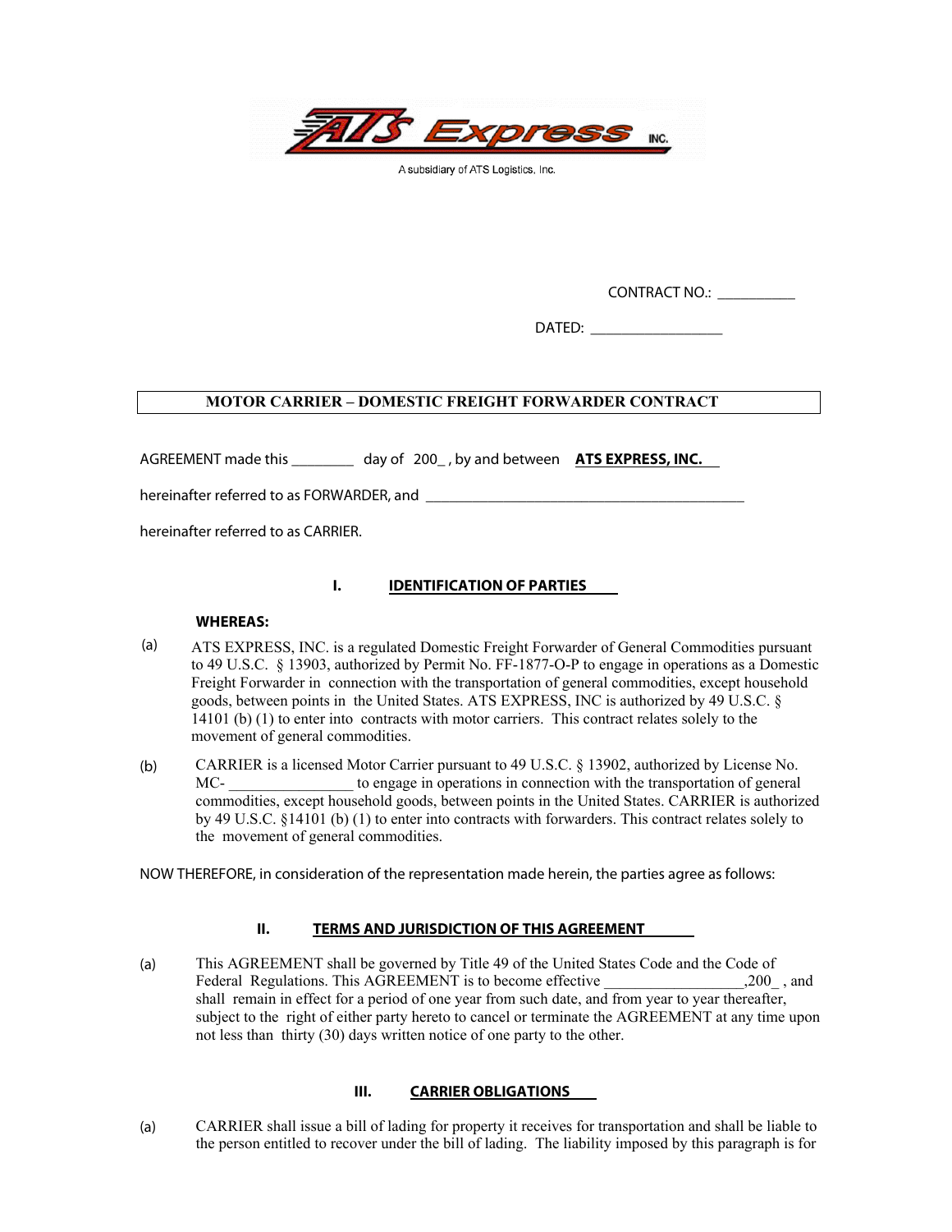ATS Express INC.

A subsidiary of ATS Logistics, Inc.

CONTRACT NO.: __________

DATED: ________________

**MOTOR CARRIER – DOMESTIC FREIGHT FORWARDER CONTRACT**

AGREEMENT made this ________ day of 200_ , by and between **ATS EXPRESS, INC.**

hereinafter referred to as FORWARDER, and ________________________________________

hereinafter referred to as CARRIER.

## I. IDENTIFICATION OF PARTIES

**WHEREAS:**

(a) ATS EXPRESS, INC. is a regulated Domestic Freight Forwarder of General Commodities pursuant to 49 U.S.C. § 13903, authorized by Permit No. FF-1877-O-P to engage in operations as a Domestic Freight Forwarder in connection with the transportation of general commodities, except household goods, between points in the United States. ATS EXPRESS, INC is authorized by 49 U.S.C. § 14101 (b) (1) to enter into contracts with motor carriers. This contract relates solely to the movement of general commodities.

(b) CARRIER is a licensed Motor Carrier pursuant to 49 U.S.C. § 13902, authorized by License No. MC- _______________ to engage in operations in connection with the transportation of general commodities, except household goods, between points in the United States. CARRIER is authorized by 49 U.S.C. §14101 (b) (1) to enter into contracts with forwarders. This contract relates solely to the movement of general commodities.

NOW THEREFORE, in consideration of the representation made herein, the parties agree as follows:

## II. TERMS AND JURISDICTION OF THIS AGREEMENT

(a) This AGREEMENT shall be governed by Title 49 of the United States Code and the Code of Federal Regulations. This AGREEMENT is to become effective _________________,200_ , and shall remain in effect for a period of one year from such date, and from year to year thereafter, subject to the right of either party hereto to cancel or terminate the AGREEMENT at any time upon not less than thirty (30) days written notice of one party to the other.

## III. CARRIER OBLIGATIONS

(a) CARRIER shall issue a bill of lading for property it receives for transportation and shall be liable to the person entitled to recover under the bill of lading. The liability imposed by this paragraph is for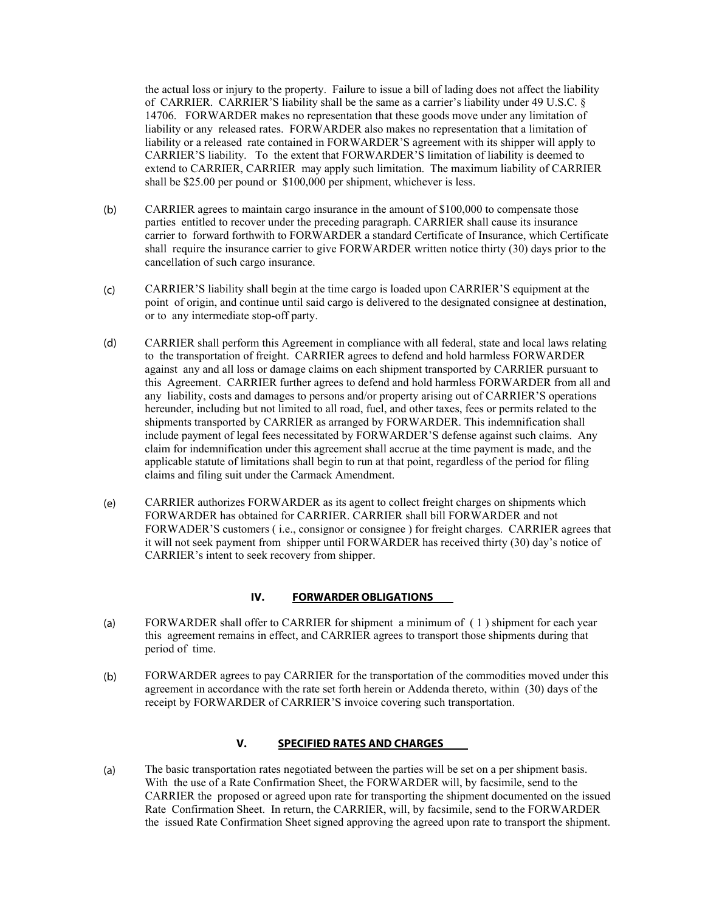the actual loss or injury to the property. Failure to issue a bill of lading does not affect the liability of CARRIER. CARRIER'S liability shall be the same as a carrier's liability under 49 U.S.C. § 14706. FORWARDER makes no representation that these goods move under any limitation of liability or any released rates. FORWARDER also makes no representation that a limitation of liability or a released rate contained in FORWARDER'S agreement with its shipper will apply to CARRIER'S liability. To the extent that FORWARDER'S limitation of liability is deemed to extend to CARRIER, CARRIER may apply such limitation. The maximum liability of CARRIER shall be $25.00 per pound or $100,000 per shipment, whichever is less.

(b) CARRIER agrees to maintain cargo insurance in the amount of $100,000 to compensate those parties entitled to recover under the preceding paragraph. CARRIER shall cause its insurance carrier to forward forthwith to FORWARDER a standard Certificate of Insurance, which Certificate shall require the insurance carrier to give FORWARDER written notice thirty (30) days prior to the cancellation of such cargo insurance.

(c) CARRIER'S liability shall begin at the time cargo is loaded upon CARRIER'S equipment at the point of origin, and continue until said cargo is delivered to the designated consignee at destination, or to any intermediate stop-off party.

(d) CARRIER shall perform this Agreement in compliance with all federal, state and local laws relating to the transportation of freight. CARRIER agrees to defend and hold harmless FORWARDER against any and all loss or damage claims on each shipment transported by CARRIER pursuant to this Agreement. CARRIER further agrees to defend and hold harmless FORWARDER from all and any liability, costs and damages to persons and/or property arising out of CARRIER'S operations hereunder, including but not limited to all road, fuel, and other taxes, fees or permits related to the shipments transported by CARRIER as arranged by FORWARDER. This indemnification shall include payment of legal fees necessitated by FORWARDER'S defense against such claims. Any claim for indemnification under this agreement shall accrue at the time payment is made, and the applicable statute of limitations shall begin to run at that point, regardless of the period for filing claims and filing suit under the Carmack Amendment.

(e) CARRIER authorizes FORWARDER as its agent to collect freight charges on shipments which FORWARDER has obtained for CARRIER. CARRIER shall bill FORWARDER and not FORWADER'S customers ( i.e., consignor or consignee ) for freight charges. CARRIER agrees that it will not seek payment from shipper until FORWARDER has received thirty (30) day's notice of CARRIER's intent to seek recovery from shipper.

## IV. FORWARDER OBLIGATIONS

(a) FORWARDER shall offer to CARRIER for shipment a minimum of ( 1 ) shipment for each year this agreement remains in effect, and CARRIER agrees to transport those shipments during that period of time.

(b) FORWARDER agrees to pay CARRIER for the transportation of the commodities moved under this agreement in accordance with the rate set forth herein or Addenda thereto, within (30) days of the receipt by FORWARDER of CARRIER'S invoice covering such transportation.

## V. SPECIFIED RATES AND CHARGES

(a) The basic transportation rates negotiated between the parties will be set on a per shipment basis. With the use of a Rate Confirmation Sheet, the FORWARDER will, by facsimile, send to the CARRIER the proposed or agreed upon rate for transporting the shipment documented on the issued Rate Confirmation Sheet. In return, the CARRIER, will, by facsimile, send to the FORWARDER the issued Rate Confirmation Sheet signed approving the agreed upon rate to transport the shipment.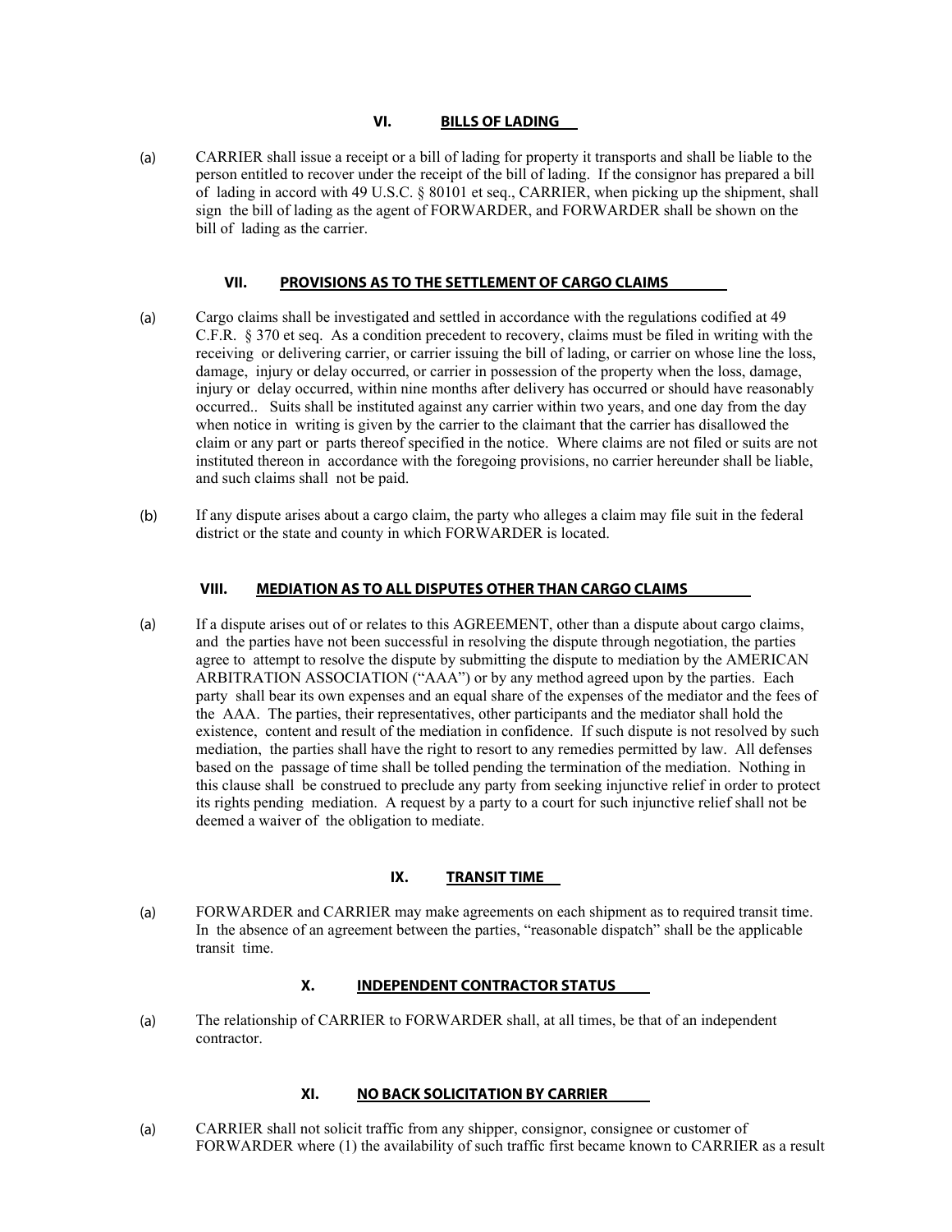## VI. BILLS OF LADING

(a) CARRIER shall issue a receipt or a bill of lading for property it transports and shall be liable to the person entitled to recover under the receipt of the bill of lading. If the consignor has prepared a bill of lading in accord with 49 U.S.C. § 80101 et seq., CARRIER, when picking up the shipment, shall sign the bill of lading as the agent of FORWARDER, and FORWARDER shall be shown on the bill of lading as the carrier.

## VII. PROVISIONS AS TO THE SETTLEMENT OF CARGO CLAIMS

(a) Cargo claims shall be investigated and settled in accordance with the regulations codified at 49 C.F.R. § 370 et seq. As a condition precedent to recovery, claims must be filed in writing with the receiving or delivering carrier, or carrier issuing the bill of lading, or carrier on whose line the loss, damage, injury or delay occurred, or carrier in possession of the property when the loss, damage, injury or delay occurred, within nine months after delivery has occurred or should have reasonably occurred.. Suits shall be instituted against any carrier within two years, and one day from the day when notice in writing is given by the carrier to the claimant that the carrier has disallowed the claim or any part or parts thereof specified in the notice. Where claims are not filed or suits are not instituted thereon in accordance with the foregoing provisions, no carrier hereunder shall be liable, and such claims shall not be paid.

(b) If any dispute arises about a cargo claim, the party who alleges a claim may file suit in the federal district or the state and county in which FORWARDER is located.

## VIII. MEDIATION AS TO ALL DISPUTES OTHER THAN CARGO CLAIMS

(a) If a dispute arises out of or relates to this AGREEMENT, other than a dispute about cargo claims, and the parties have not been successful in resolving the dispute through negotiation, the parties agree to attempt to resolve the dispute by submitting the dispute to mediation by the AMERICAN ARBITRATION ASSOCIATION ("AAA") or by any method agreed upon by the parties. Each party shall bear its own expenses and an equal share of the expenses of the mediator and the fees of the AAA. The parties, their representatives, other participants and the mediator shall hold the existence, content and result of the mediation in confidence. If such dispute is not resolved by such mediation, the parties shall have the right to resort to any remedies permitted by law. All defenses based on the passage of time shall be tolled pending the termination of the mediation. Nothing in this clause shall be construed to preclude any party from seeking injunctive relief in order to protect its rights pending mediation. A request by a party to a court for such injunctive relief shall not be deemed a waiver of the obligation to mediate.

## IX. TRANSIT TIME

(a) FORWARDER and CARRIER may make agreements on each shipment as to required transit time. In the absence of an agreement between the parties, "reasonable dispatch" shall be the applicable transit time.

## X. INDEPENDENT CONTRACTOR STATUS

(a) The relationship of CARRIER to FORWARDER shall, at all times, be that of an independent contractor.

## XI. NO BACK SOLICITATION BY CARRIER

(a) CARRIER shall not solicit traffic from any shipper, consignor, consignee or customer of FORWARDER where (1) the availability of such traffic first became known to CARRIER as a result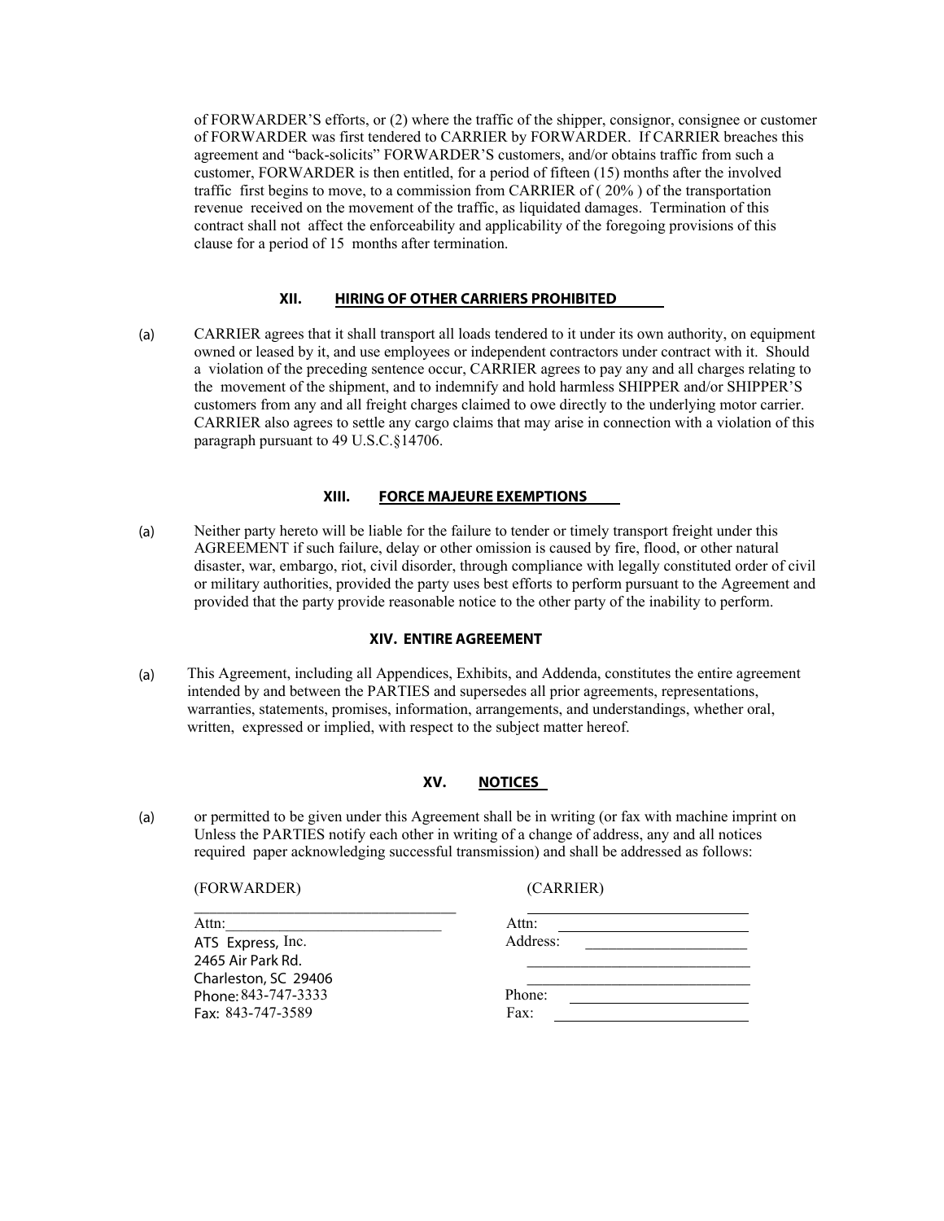of FORWARDER'S efforts, or (2) where the traffic of the shipper, consignor, consignee or customer of FORWARDER was first tendered to CARRIER by FORWARDER. If CARRIER breaches this agreement and "back-solicits" FORWARDER'S customers, and/or obtains traffic from such a customer, FORWARDER is then entitled, for a period of fifteen (15) months after the involved traffic first begins to move, to a commission from CARRIER of ( 20% ) of the transportation revenue received on the movement of the traffic, as liquidated damages. Termination of this contract shall not affect the enforceability and applicability of the foregoing provisions of this clause for a period of 15 months after termination.

## XII. HIRING OF OTHER CARRIERS PROHIBITED

(a) CARRIER agrees that it shall transport all loads tendered to it under its own authority, on equipment owned or leased by it, and use employees or independent contractors under contract with it. Should a violation of the preceding sentence occur, CARRIER agrees to pay any and all charges relating to the movement of the shipment, and to indemnify and hold harmless SHIPPER and/or SHIPPER'S customers from any and all freight charges claimed to owe directly to the underlying motor carrier. CARRIER also agrees to settle any cargo claims that may arise in connection with a violation of this paragraph pursuant to 49 U.S.C.§14706.

## XIII. FORCE MAJEURE EXEMPTIONS

(a) Neither party hereto will be liable for the failure to tender or timely transport freight under this AGREEMENT if such failure, delay or other omission is caused by fire, flood, or other natural disaster, war, embargo, riot, civil disorder, through compliance with legally constituted order of civil or military authorities, provided the party uses best efforts to perform pursuant to the Agreement and provided that the party provide reasonable notice to the other party of the inability to perform.

## XIV. ENTIRE AGREEMENT

(a) This Agreement, including all Appendices, Exhibits, and Addenda, constitutes the entire agreement intended by and between the PARTIES and supersedes all prior agreements, representations, warranties, statements, promises, information, arrangements, and understandings, whether oral, written, expressed or implied, with respect to the subject matter hereof.

## XV. NOTICES

(a) or permitted to be given under this Agreement shall be in writing (or fax with machine imprint on Unless the PARTIES notify each other in writing of a change of address, any and all notices required paper acknowledging successful transmission) and shall be addressed as follows:

| (FORWARDER) | (CARRIER) |
|---|---|
| \_\_\_\_\_\_\_\_\_\_\_\_\_\_\_\_\_\_\_\_\_\_\_\_\_\_\_\_\_\_\_\_\_\_ | \_\_\_\_\_\_\_\_\_\_\_\_\_\_\_\_\_\_\_\_\_\_\_\_\_\_\_\_\_\_ |
| Attn:\_\_\_\_\_\_\_\_\_\_\_\_\_\_\_\_\_\_\_\_\_\_\_\_\_\_\_\_ | Attn: \_\_\_\_\_\_\_\_\_\_\_\_\_\_\_\_\_\_\_\_\_\_\_\_\_\_ |
| ATS Express, Inc. | Address: \_\_\_\_\_\_\_\_\_\_\_\_\_\_\_\_\_\_\_\_\_ |
| 2465 Air Park Rd. | \_\_\_\_\_\_\_\_\_\_\_\_\_\_\_\_\_\_\_\_\_\_\_\_\_\_\_\_\_\_ |
| Charleston, SC 29406 | \_\_\_\_\_\_\_\_\_\_\_\_\_\_\_\_\_\_\_\_\_\_\_\_\_\_\_\_\_\_ |
| Phone: 843-747-3333 | Phone: \_\_\_\_\_\_\_\_\_\_\_\_\_\_\_\_\_\_\_\_\_\_\_\_\_ |
| Fax: 843-747-3589 | Fax: \_\_\_\_\_\_\_\_\_\_\_\_\_\_\_\_\_\_\_\_\_\_\_\_\_\_\_ |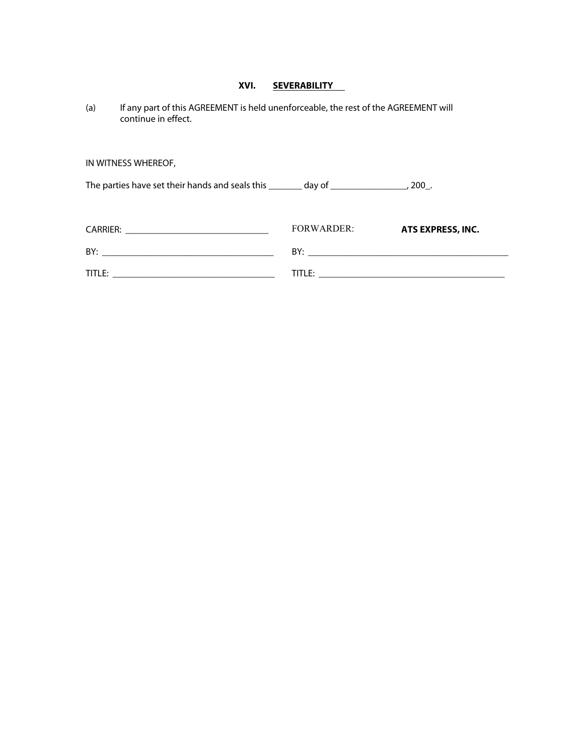## XVI. SEVERABILITY

(a) If any part of this AGREEMENT is held unenforceable, the rest of the AGREEMENT will continue in effect.

IN WITNESS WHEREOF,

The parties have set their hands and seals this _______ day of ________________, 200_.

| | |
|---|---|
| CARRIER: ______________________________ | FORWARDER: **ATS EXPRESS, INC.** |
| BY: ____________________________________ | BY: ____________________________________________ |
| TITLE: __________________________________ | TITLE: __________________________________________ |